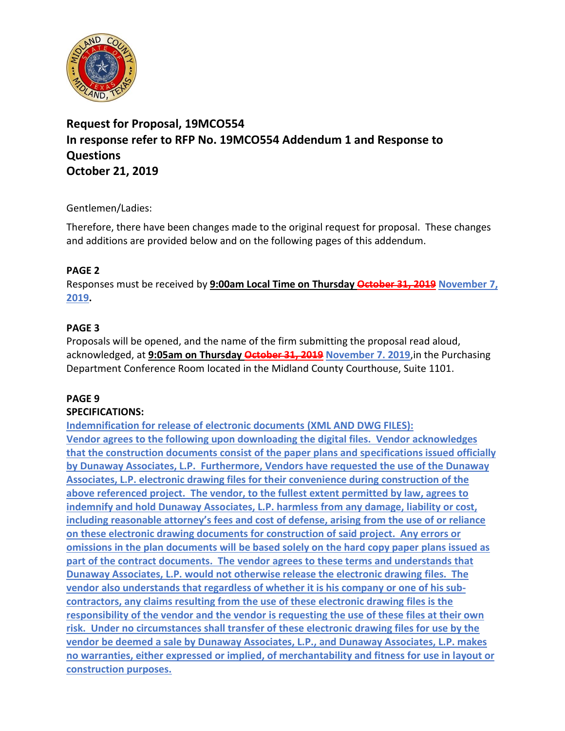## Request for Proposal, 19MCO554
## In response refer to RFP No. 19MCO554 Addendum 1 and Response to Questions
## October 21, 2019

Gentlemen/Ladies:

Therefore, there have been changes made to the original request for proposal. These changes and additions are provided below and on the following pages of this addendum.

**PAGE 2**

Responses must be received by **9:00am Local Time on Thursday ~~October 31, 2019~~ November 7, 2019.**

**PAGE 3**

Proposals will be opened, and the name of the firm submitting the proposal read aloud, acknowledged, at **9:05am on Thursday ~~October 31, 2019~~** **November 7. 2019**,in the Purchasing Department Conference Room located in the Midland County Courthouse, Suite 1101.

**PAGE 9**

**SPECIFICATIONS:**

**Indemnification for release of electronic documents (XML AND DWG FILES):**

**Vendor agrees to the following upon downloading the digital files. Vendor acknowledges that the construction documents consist of the paper plans and specifications issued officially by Dunaway Associates, L.P. Furthermore, Vendors have requested the use of the Dunaway Associates, L.P. electronic drawing files for their convenience during construction of the above referenced project. The vendor, to the fullest extent permitted by law, agrees to indemnify and hold Dunaway Associates, L.P. harmless from any damage, liability or cost, including reasonable attorney's fees and cost of defense, arising from the use of or reliance on these electronic drawing documents for construction of said project. Any errors or omissions in the plan documents will be based solely on the hard copy paper plans issued as part of the contract documents. The vendor agrees to these terms and understands that Dunaway Associates, L.P. would not otherwise release the electronic drawing files. The vendor also understands that regardless of whether it is his company or one of his sub-contractors, any claims resulting from the use of these electronic drawing files is the responsibility of the vendor and the vendor is requesting the use of these files at their own risk. Under no circumstances shall transfer of these electronic drawing files for use by the vendor be deemed a sale by Dunaway Associates, L.P., and Dunaway Associates, L.P. makes no warranties, either expressed or implied, of merchantability and fitness for use in layout or construction purposes.**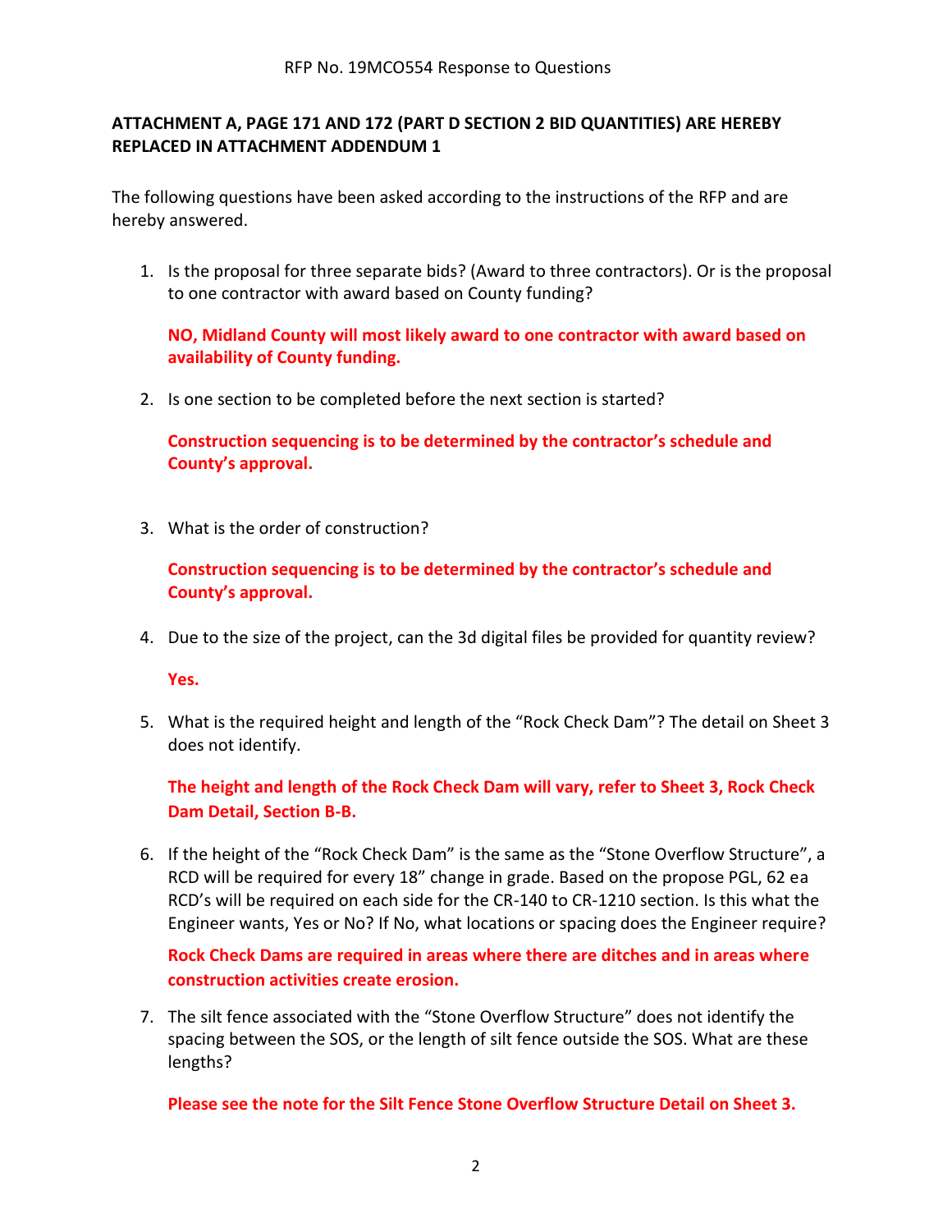RFP No. 19MCO554 Response to Questions

**ATTACHMENT A, PAGE 171 AND 172 (PART D SECTION 2 BID QUANTITIES) ARE HEREBY REPLACED IN ATTACHMENT ADDENDUM 1**

The following questions have been asked according to the instructions of the RFP and are hereby answered.

1. Is the proposal for three separate bids? (Award to three contractors). Or is the proposal to one contractor with award based on County funding?

   **NO, Midland County will most likely award to one contractor with award based on availability of County funding.**

2. Is one section to be completed before the next section is started?

   **Construction sequencing is to be determined by the contractor's schedule and County's approval.**

3. What is the order of construction?

   **Construction sequencing is to be determined by the contractor's schedule and County's approval.**

4. Due to the size of the project, can the 3d digital files be provided for quantity review?

   **Yes.**

5. What is the required height and length of the "Rock Check Dam"? The detail on Sheet 3 does not identify.

   **The height and length of the Rock Check Dam will vary, refer to Sheet 3, Rock Check Dam Detail, Section B-B.**

6. If the height of the "Rock Check Dam" is the same as the "Stone Overflow Structure", a RCD will be required for every 18" change in grade. Based on the propose PGL, 62 ea RCD's will be required on each side for the CR-140 to CR-1210 section. Is this what the Engineer wants, Yes or No? If No, what locations or spacing does the Engineer require?

   **Rock Check Dams are required in areas where there are ditches and in areas where construction activities create erosion.**

7. The silt fence associated with the "Stone Overflow Structure" does not identify the spacing between the SOS, or the length of silt fence outside the SOS. What are these lengths?

   **Please see the note for the Silt Fence Stone Overflow Structure Detail on Sheet 3.**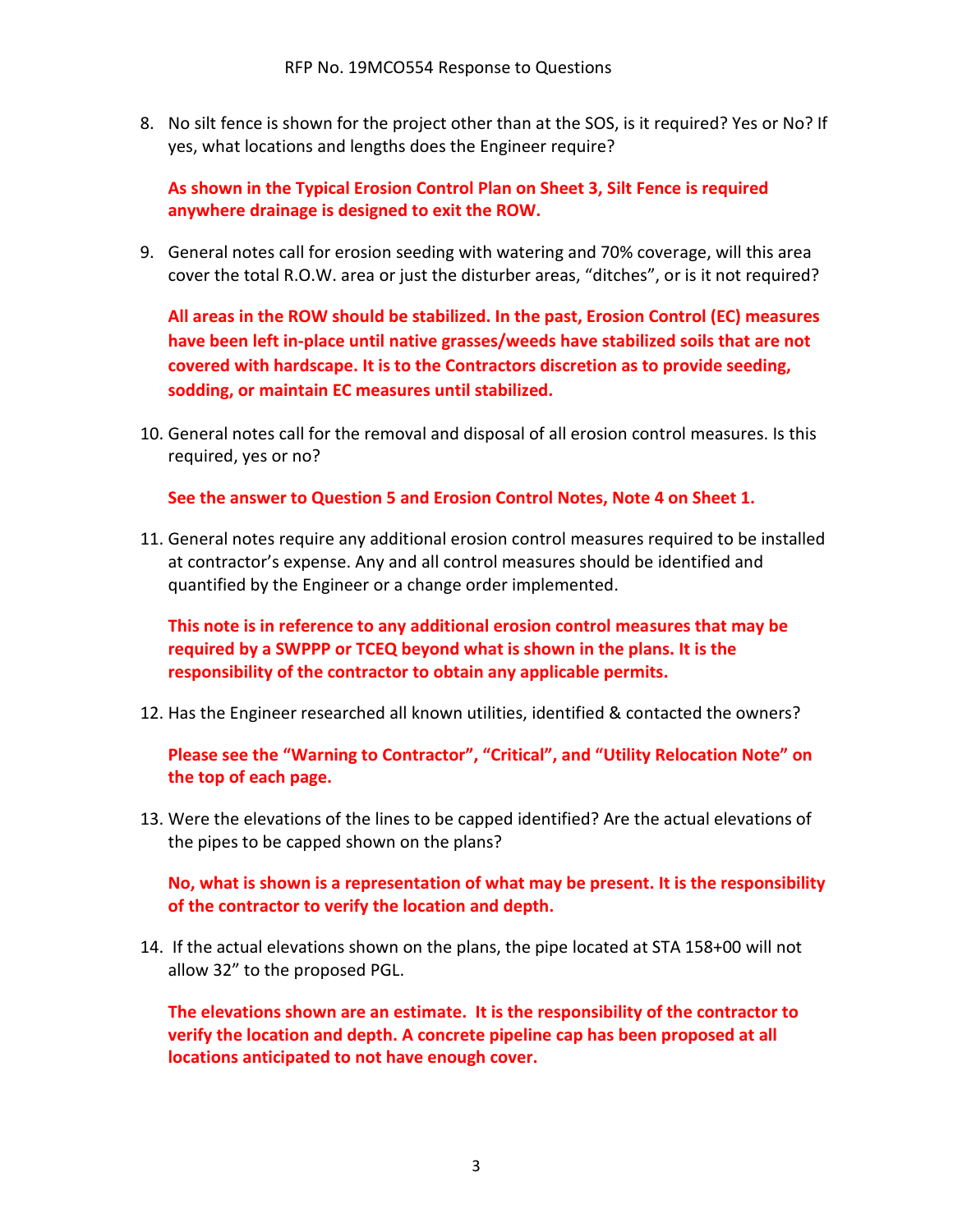8. No silt fence is shown for the project other than at the SOS, is it required? Yes or No? If yes, what locations and lengths does the Engineer require?

   **As shown in the Typical Erosion Control Plan on Sheet 3, Silt Fence is required anywhere drainage is designed to exit the ROW.**

9. General notes call for erosion seeding with watering and 70% coverage, will this area cover the total R.O.W. area or just the disturber areas, "ditches", or is it not required?

   **All areas in the ROW should be stabilized. In the past, Erosion Control (EC) measures have been left in-place until native grasses/weeds have stabilized soils that are not covered with hardscape. It is to the Contractors discretion as to provide seeding, sodding, or maintain EC measures until stabilized.**

10. General notes call for the removal and disposal of all erosion control measures. Is this required, yes or no?

    **See the answer to Question 5 and Erosion Control Notes, Note 4 on Sheet 1.**

11. General notes require any additional erosion control measures required to be installed at contractor's expense. Any and all control measures should be identified and quantified by the Engineer or a change order implemented.

    **This note is in reference to any additional erosion control measures that may be required by a SWPPP or TCEQ beyond what is shown in the plans. It is the responsibility of the contractor to obtain any applicable permits.**

12. Has the Engineer researched all known utilities, identified & contacted the owners?

    **Please see the "Warning to Contractor", "Critical", and "Utility Relocation Note" on the top of each page.**

13. Were the elevations of the lines to be capped identified? Are the actual elevations of the pipes to be capped shown on the plans?

    **No, what is shown is a representation of what may be present. It is the responsibility of the contractor to verify the location and depth.**

14. If the actual elevations shown on the plans, the pipe located at STA 158+00 will not allow 32" to the proposed PGL.

    **The elevations shown are an estimate. It is the responsibility of the contractor to verify the location and depth. A concrete pipeline cap has been proposed at all locations anticipated to not have enough cover.**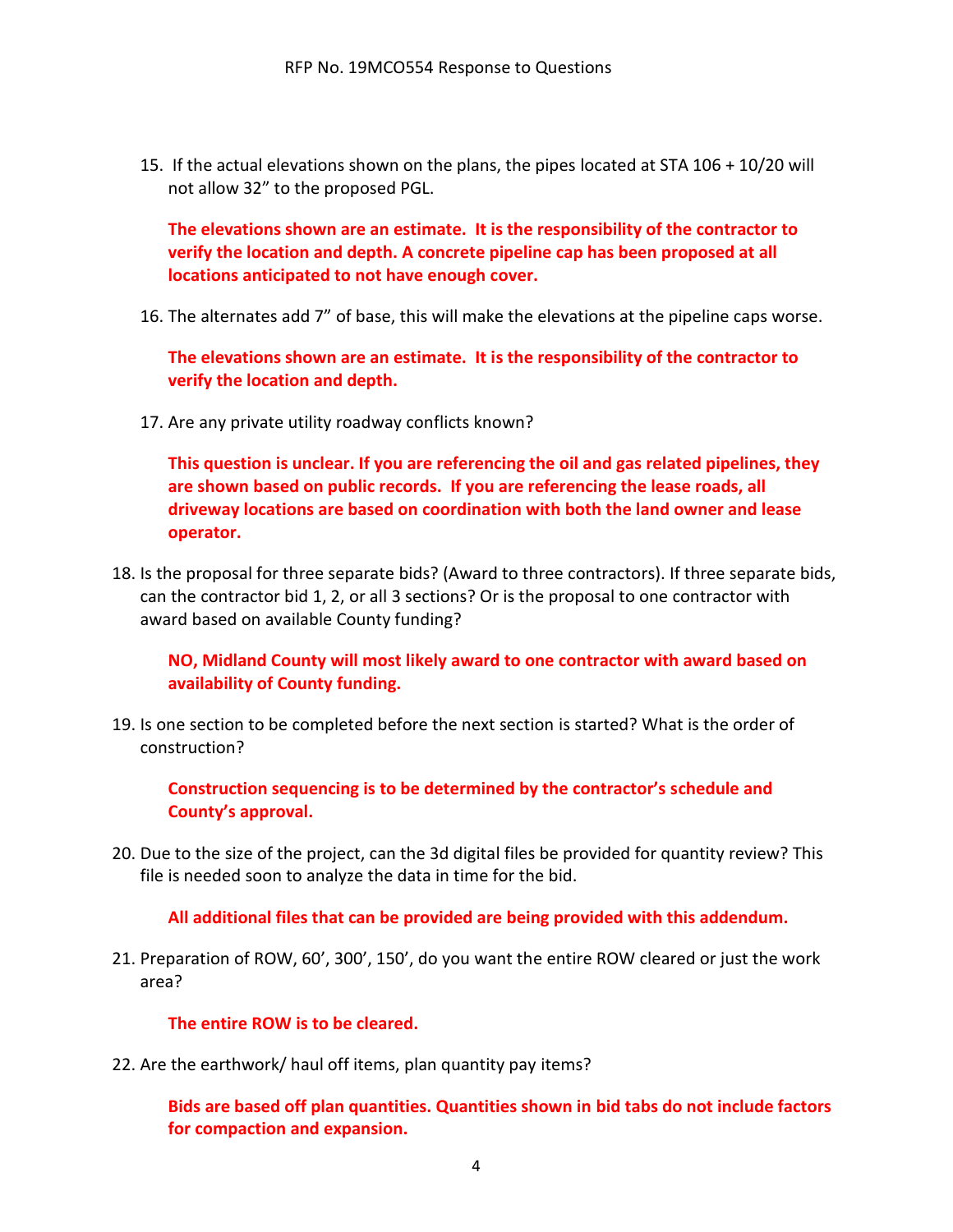15. If the actual elevations shown on the plans, the pipes located at STA 106 + 10/20 will not allow 32" to the proposed PGL.

    **The elevations shown are an estimate. It is the responsibility of the contractor to verify the location and depth. A concrete pipeline cap has been proposed at all locations anticipated to not have enough cover.**

16. The alternates add 7" of base, this will make the elevations at the pipeline caps worse.

    **The elevations shown are an estimate. It is the responsibility of the contractor to verify the location and depth.**

17. Are any private utility roadway conflicts known?

    **This question is unclear. If you are referencing the oil and gas related pipelines, they are shown based on public records. If you are referencing the lease roads, all driveway locations are based on coordination with both the land owner and lease operator.**

18. Is the proposal for three separate bids? (Award to three contractors). If three separate bids, can the contractor bid 1, 2, or all 3 sections? Or is the proposal to one contractor with award based on available County funding?

    **NO, Midland County will most likely award to one contractor with award based on availability of County funding.**

19. Is one section to be completed before the next section is started? What is the order of construction?

    **Construction sequencing is to be determined by the contractor's schedule and County's approval.**

20. Due to the size of the project, can the 3d digital files be provided for quantity review? This file is needed soon to analyze the data in time for the bid.

    **All additional files that can be provided are being provided with this addendum.**

21. Preparation of ROW, 60', 300', 150', do you want the entire ROW cleared or just the work area?

    **The entire ROW is to be cleared.**

22. Are the earthwork/ haul off items, plan quantity pay items?

    **Bids are based off plan quantities. Quantities shown in bid tabs do not include factors for compaction and expansion.**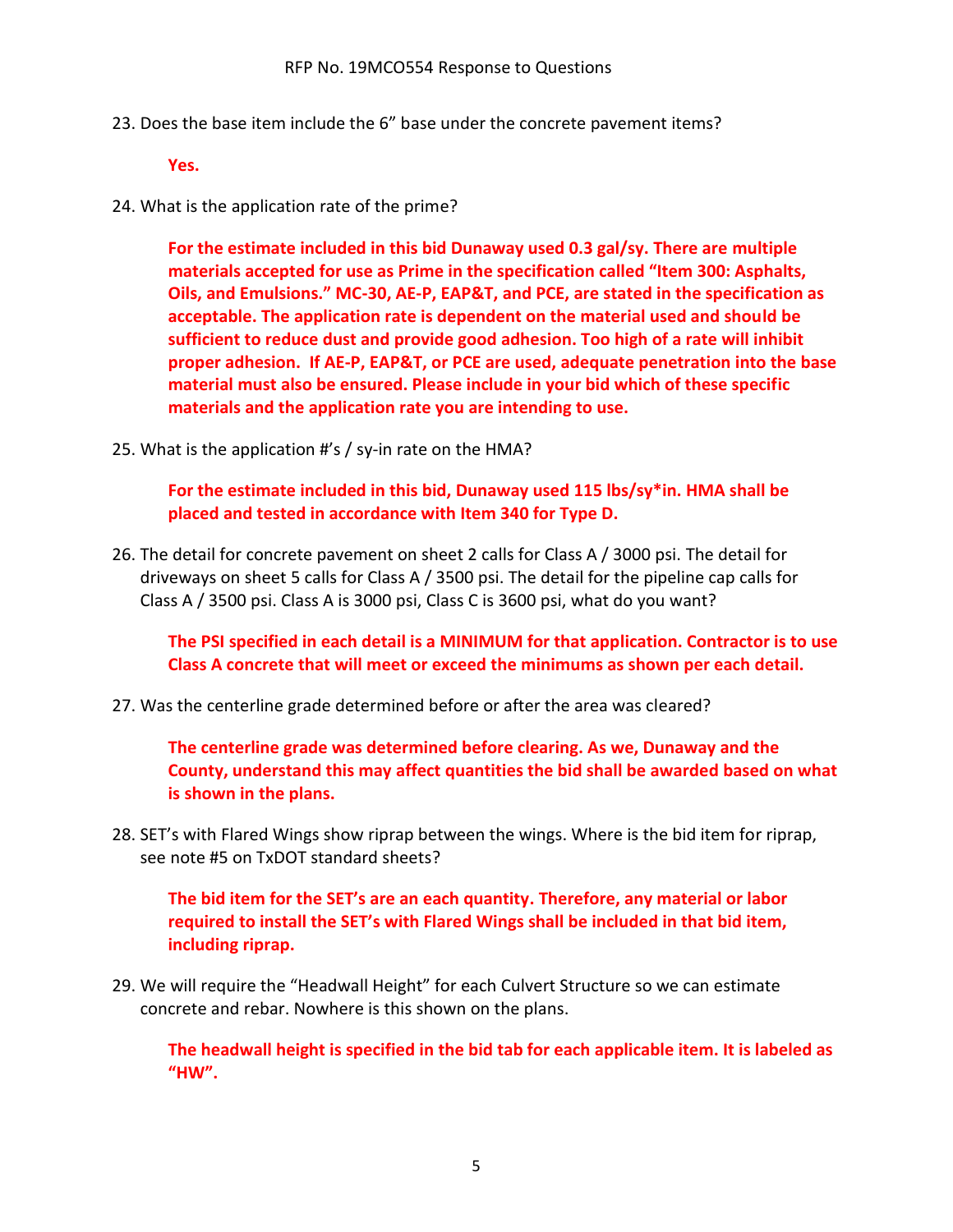23. Does the base item include the 6" base under the concrete pavement items?

    **Yes.**

24. What is the application rate of the prime?

    **For the estimate included in this bid Dunaway used 0.3 gal/sy. There are multiple materials accepted for use as Prime in the specification called "Item 300: Asphalts, Oils, and Emulsions." MC-30, AE-P, EAP&T, and PCE, are stated in the specification as acceptable. The application rate is dependent on the material used and should be sufficient to reduce dust and provide good adhesion. Too high of a rate will inhibit proper adhesion. If AE-P, EAP&T, or PCE are used, adequate penetration into the base material must also be ensured. Please include in your bid which of these specific materials and the application rate you are intending to use.**

25. What is the application #'s / sy-in rate on the HMA?

    **For the estimate included in this bid, Dunaway used 115 lbs/sy*in. HMA shall be placed and tested in accordance with Item 340 for Type D.**

26. The detail for concrete pavement on sheet 2 calls for Class A / 3000 psi. The detail for driveways on sheet 5 calls for Class A / 3500 psi. The detail for the pipeline cap calls for Class A / 3500 psi. Class A is 3000 psi, Class C is 3600 psi, what do you want?

    **The PSI specified in each detail is a MINIMUM for that application. Contractor is to use Class A concrete that will meet or exceed the minimums as shown per each detail.**

27. Was the centerline grade determined before or after the area was cleared?

    **The centerline grade was determined before clearing. As we, Dunaway and the County, understand this may affect quantities the bid shall be awarded based on what is shown in the plans.**

28. SET's with Flared Wings show riprap between the wings. Where is the bid item for riprap, see note #5 on TxDOT standard sheets?

    **The bid item for the SET's are an each quantity. Therefore, any material or labor required to install the SET's with Flared Wings shall be included in that bid item, including riprap.**

29. We will require the "Headwall Height" for each Culvert Structure so we can estimate concrete and rebar. Nowhere is this shown on the plans.

    **The headwall height is specified in the bid tab for each applicable item. It is labeled as "HW".**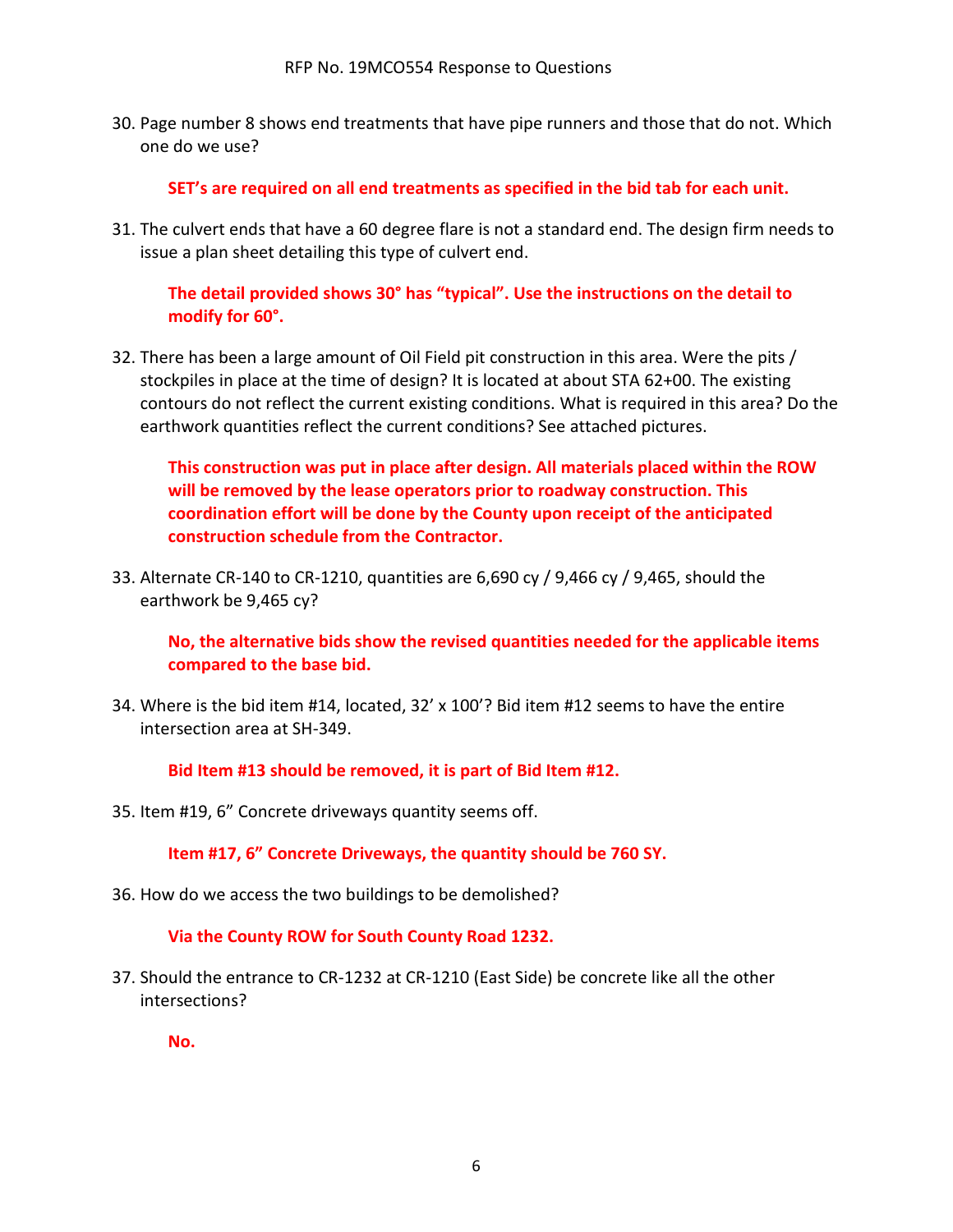30. Page number 8 shows end treatments that have pipe runners and those that do not. Which one do we use?

    **SET's are required on all end treatments as specified in the bid tab for each unit.**

31. The culvert ends that have a 60 degree flare is not a standard end. The design firm needs to issue a plan sheet detailing this type of culvert end.

    **The detail provided shows 30° has "typical". Use the instructions on the detail to modify for 60°.**

32. There has been a large amount of Oil Field pit construction in this area. Were the pits / stockpiles in place at the time of design? It is located at about STA 62+00. The existing contours do not reflect the current existing conditions. What is required in this area? Do the earthwork quantities reflect the current conditions? See attached pictures.

    **This construction was put in place after design. All materials placed within the ROW will be removed by the lease operators prior to roadway construction. This coordination effort will be done by the County upon receipt of the anticipated construction schedule from the Contractor.**

33. Alternate CR-140 to CR-1210, quantities are 6,690 cy / 9,466 cy / 9,465, should the earthwork be 9,465 cy?

    **No, the alternative bids show the revised quantities needed for the applicable items compared to the base bid.**

34. Where is the bid item #14, located, 32' x 100'? Bid item #12 seems to have the entire intersection area at SH-349.

    **Bid Item #13 should be removed, it is part of Bid Item #12.**

35. Item #19, 6" Concrete driveways quantity seems off.

    **Item #17, 6" Concrete Driveways, the quantity should be 760 SY.**

36. How do we access the two buildings to be demolished?

    **Via the County ROW for South County Road 1232.**

37. Should the entrance to CR-1232 at CR-1210 (East Side) be concrete like all the other intersections?

    **No.**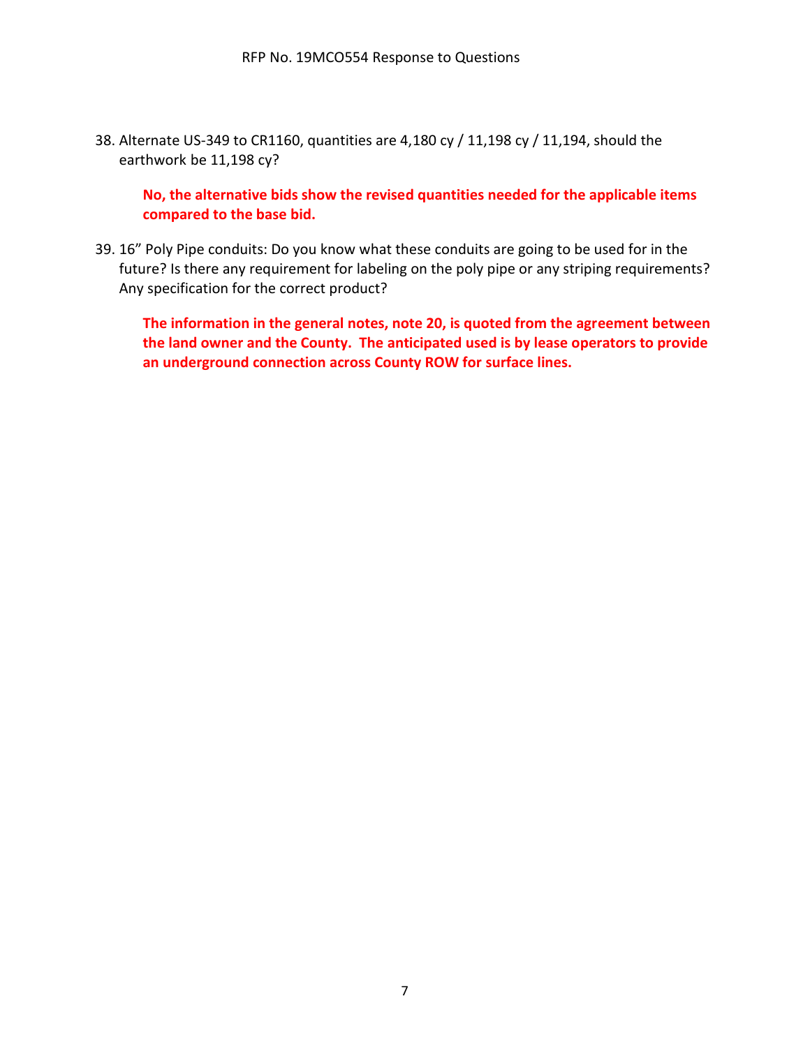38. Alternate US-349 to CR1160, quantities are 4,180 cy / 11,198 cy / 11,194, should the earthwork be 11,198 cy?

    **No, the alternative bids show the revised quantities needed for the applicable items compared to the base bid.**

39. 16" Poly Pipe conduits: Do you know what these conduits are going to be used for in the future? Is there any requirement for labeling on the poly pipe or any striping requirements? Any specification for the correct product?

    **The information in the general notes, note 20, is quoted from the agreement between the land owner and the County. The anticipated used is by lease operators to provide an underground connection across County ROW for surface lines.**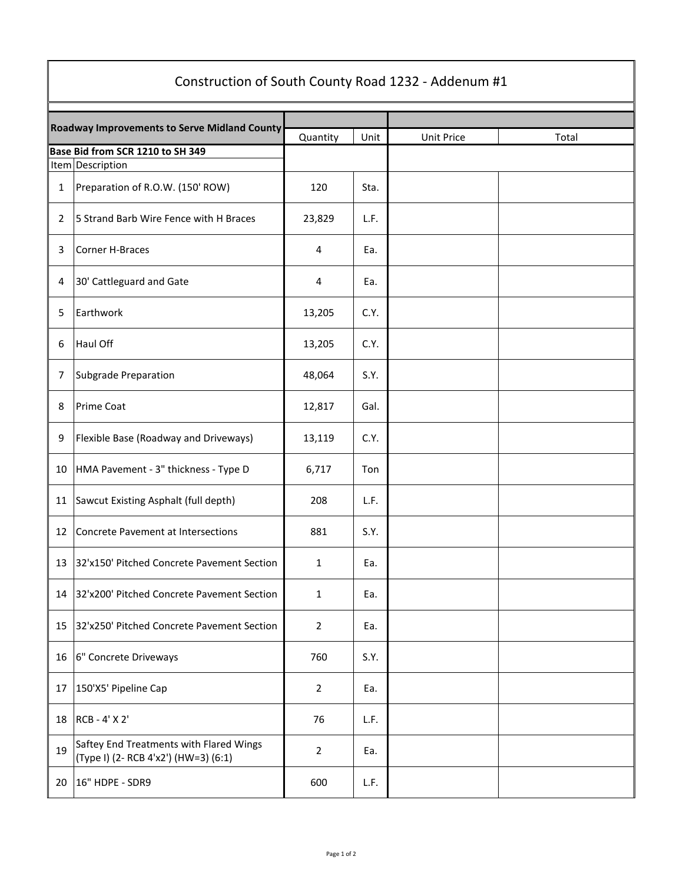# Construction of South County Road 1232 - Addenum #1

| Roadway Improvements to Serve Midland County | | Quantity | Unit | Unit Price | Total |
|---|---|---|---|---|---|
| **Base Bid from SCR 1210 to SH 349** | | | | | |
| Item | Description | | | | |
| 1 | Preparation of R.O.W. (150' ROW) | 120 | Sta. | | |
| 2 | 5 Strand Barb Wire Fence with H Braces | 23,829 | L.F. | | |
| 3 | Corner H-Braces | 4 | Ea. | | |
| 4 | 30' Cattleguard and Gate | 4 | Ea. | | |
| 5 | Earthwork | 13,205 | C.Y. | | |
| 6 | Haul Off | 13,205 | C.Y. | | |
| 7 | Subgrade Preparation | 48,064 | S.Y. | | |
| 8 | Prime Coat | 12,817 | Gal. | | |
| 9 | Flexible Base (Roadway and Driveways) | 13,119 | C.Y. | | |
| 10 | HMA Pavement - 3" thickness - Type D | 6,717 | Ton | | |
| 11 | Sawcut Existing Asphalt (full depth) | 208 | L.F. | | |
| 12 | Concrete Pavement at Intersections | 881 | S.Y. | | |
| 13 | 32'x150' Pitched Concrete Pavement Section | 1 | Ea. | | |
| 14 | 32'x200' Pitched Concrete Pavement Section | 1 | Ea. | | |
| 15 | 32'x250' Pitched Concrete Pavement Section | 2 | Ea. | | |
| 16 | 6" Concrete Driveways | 760 | S.Y. | | |
| 17 | 150'X5' Pipeline Cap | 2 | Ea. | | |
| 18 | RCB - 4' X 2' | 76 | L.F. | | |
| 19 | Saftey End Treatments with Flared Wings (Type I) (2- RCB 4'x2') (HW=3) (6:1) | 2 | Ea. | | |
| 20 | 16" HDPE - SDR9 | 600 | L.F. | | |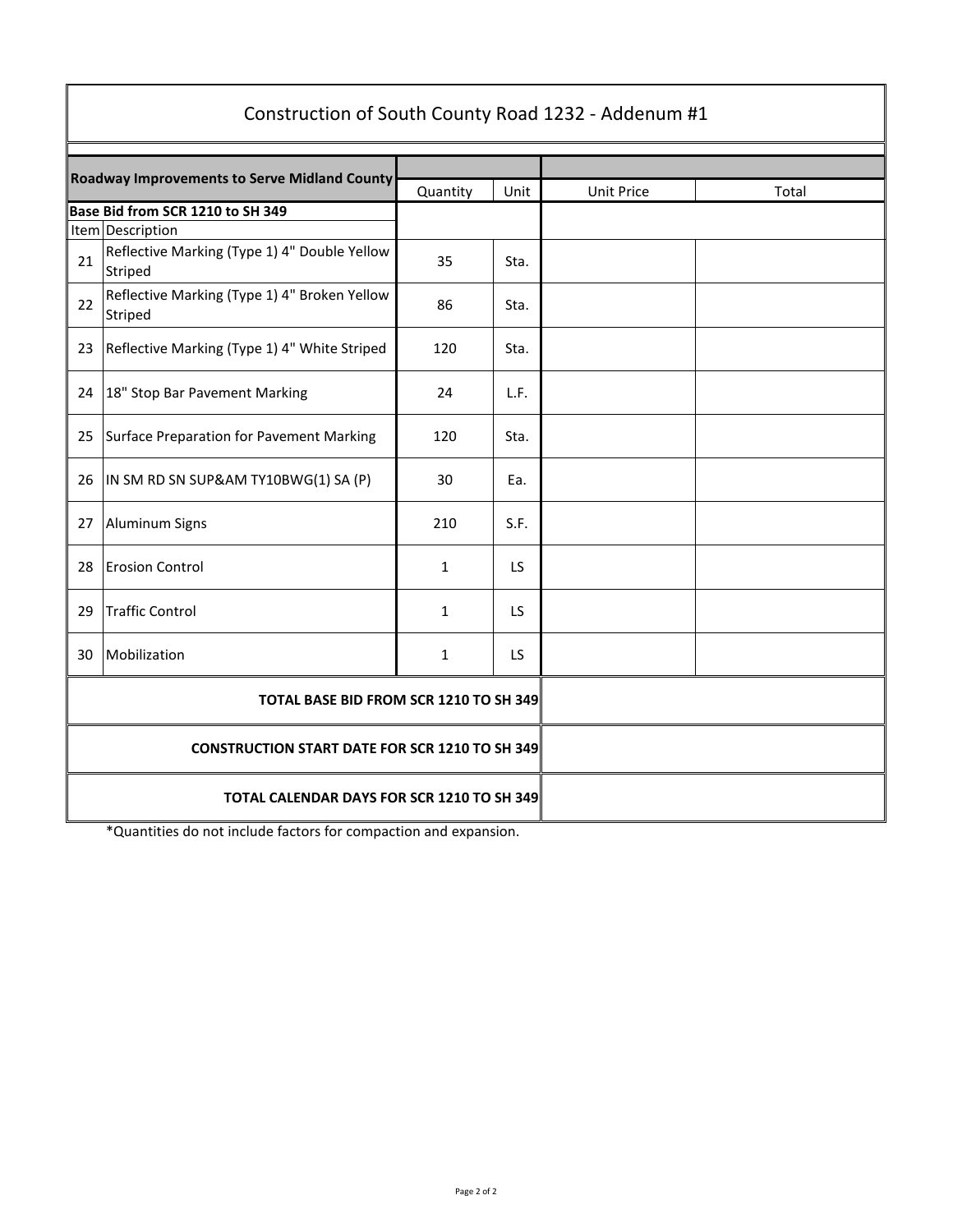# Construction of South County Road 1232 - Addenum #1

| Roadway Improvements to Serve Midland County | | Quantity | Unit | Unit Price | Total |
|---|---|---|---|---|---|
| **Base Bid from SCR 1210 to SH 349** | | | | | |
| Item | Description | | | | |
| 21 | Reflective Marking (Type 1) 4" Double Yellow Striped | 35 | Sta. | | |
| 22 | Reflective Marking (Type 1) 4" Broken Yellow Striped | 86 | Sta. | | |
| 23 | Reflective Marking (Type 1) 4" White Striped | 120 | Sta. | | |
| 24 | 18" Stop Bar Pavement Marking | 24 | L.F. | | |
| 25 | Surface Preparation for Pavement Marking | 120 | Sta. | | |
| 26 | IN SM RD SN SUP&AM TY10BWG(1) SA (P) | 30 | Ea. | | |
| 27 | Aluminum Signs | 210 | S.F. | | |
| 28 | Erosion Control | 1 | LS | | |
| 29 | Traffic Control | 1 | LS | | |
| 30 | Mobilization | 1 | LS | | |
| **TOTAL BASE BID FROM SCR 1210 TO SH 349** | | | | | |
| **CONSTRUCTION START DATE FOR SCR 1210 TO SH 349** | | | | | |
| **TOTAL CALENDAR DAYS FOR SCR 1210 TO SH 349** | | | | | |

*Quantities do not include factors for compaction and expansion.